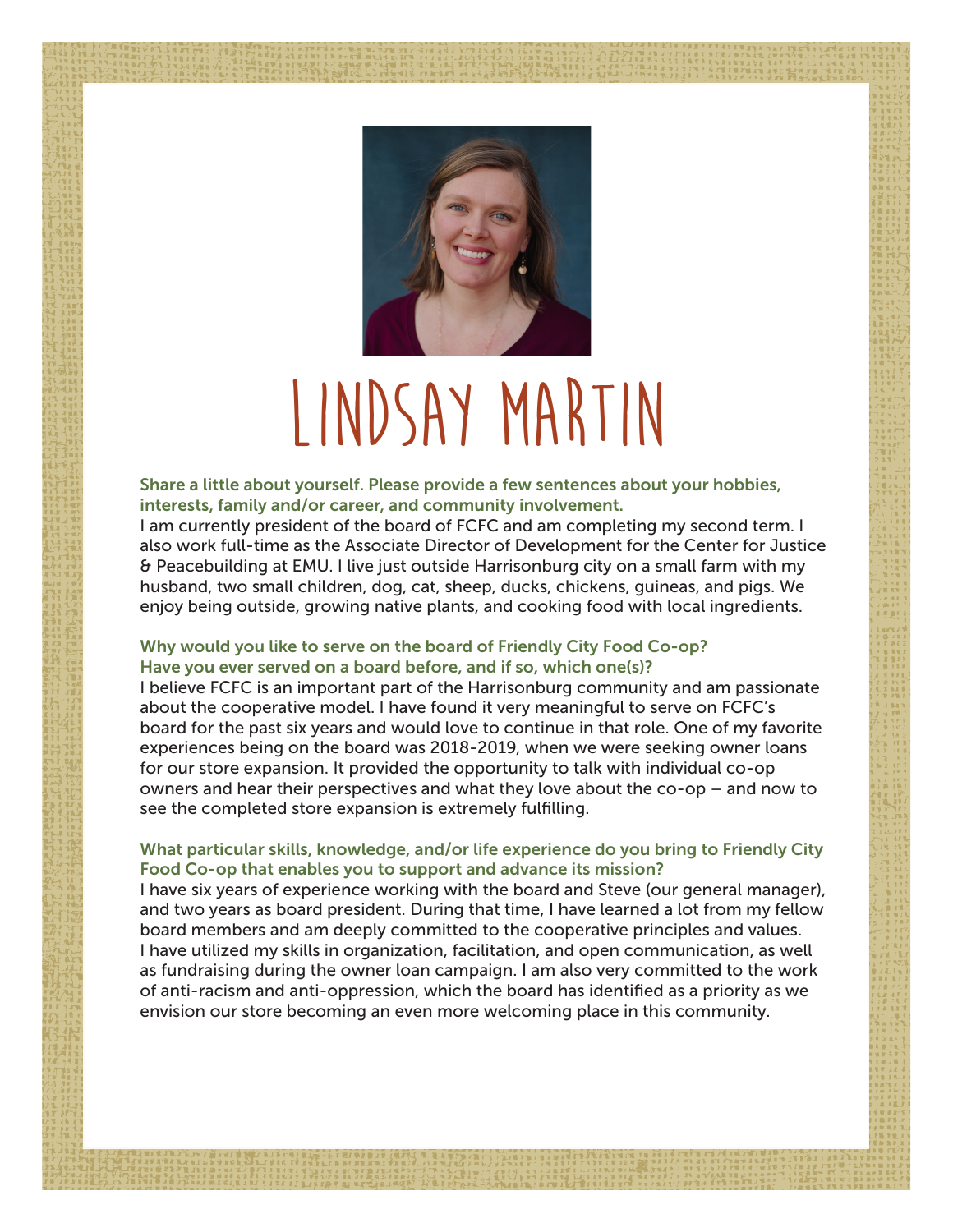# Lindsay Martin

**Share a little about yourself. Please provide a few sentences about your hobbies, interests, family and/or career, and community involvement.**

I am currently president of the board of FCFC and am completing my second term. I also work full-time as the Associate Director of Development for the Center for Justice & Peacebuilding at EMU. I live just outside Harrisonburg city on a small farm with my husband, two small children, dog, cat, sheep, ducks, chickens, guineas, and pigs. We enjoy being outside, growing native plants, and cooking food with local ingredients.

**Why would you like to serve on the board of Friendly City Food Co-op? Have you ever served on a board before, and if so, which one(s)?**

I believe FCFC is an important part of the Harrisonburg community and am passionate about the cooperative model. I have found it very meaningful to serve on FCFC's board for the past six years and would love to continue in that role. One of my favorite experiences being on the board was 2018-2019, when we were seeking owner loans for our store expansion. It provided the opportunity to talk with individual co-op owners and hear their perspectives and what they love about the co-op – and now to see the completed store expansion is extremely fulfilling.

**What particular skills, knowledge, and/or life experience do you bring to Friendly City Food Co-op that enables you to support and advance its mission?**

I have six years of experience working with the board and Steve (our general manager), and two years as board president. During that time, I have learned a lot from my fellow board members and am deeply committed to the cooperative principles and values. I have utilized my skills in organization, facilitation, and open communication, as well as fundraising during the owner loan campaign. I am also very committed to the work of anti-racism and anti-oppression, which the board has identified as a priority as we envision our store becoming an even more welcoming place in this community.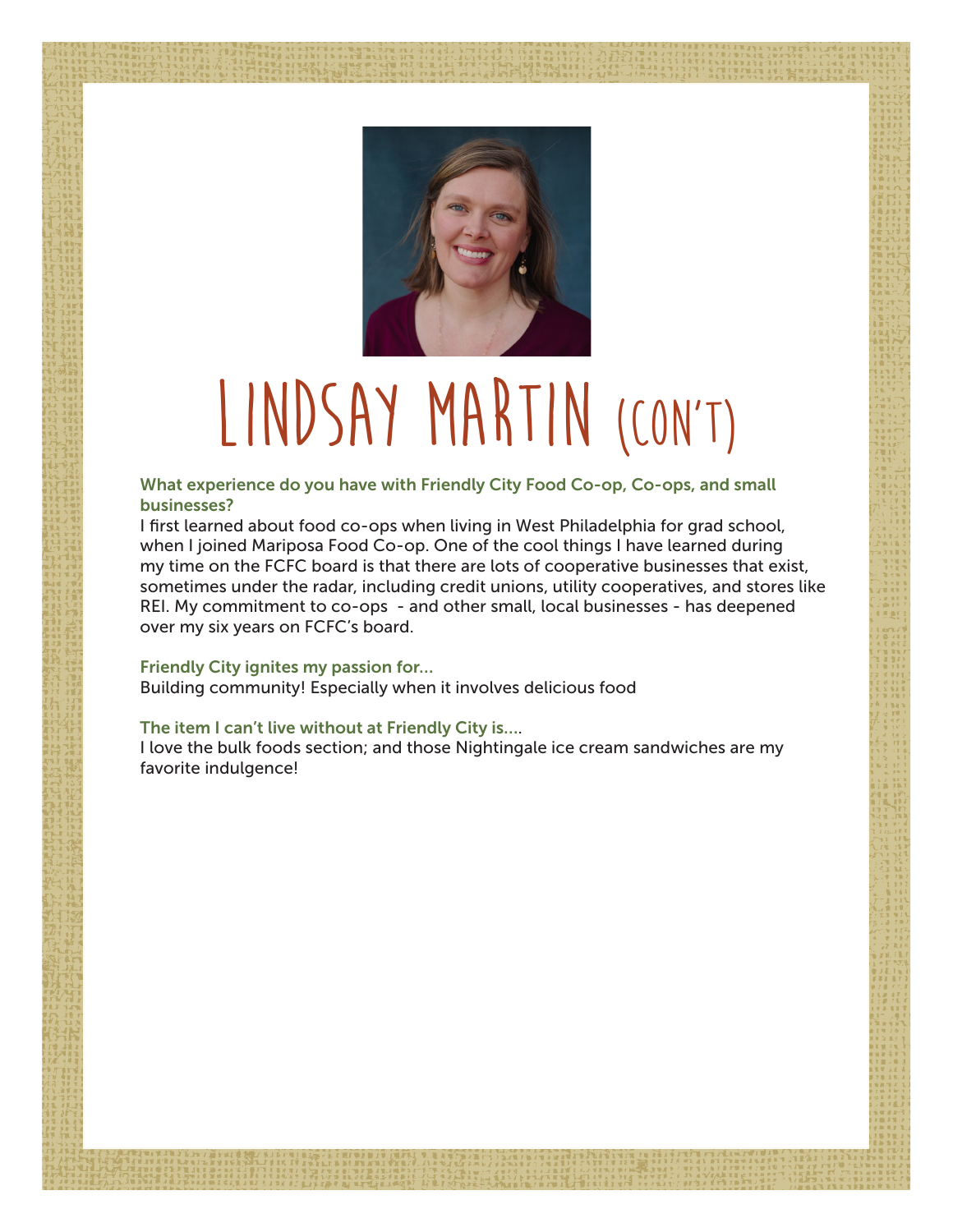# Lindsay Martin (con't)

**What experience do you have with Friendly City Food Co-op, Co-ops, and small businesses?**

I first learned about food co-ops when living in West Philadelphia for grad school, when I joined Mariposa Food Co-op. One of the cool things I have learned during my time on the FCFC board is that there are lots of cooperative businesses that exist, sometimes under the radar, including credit unions, utility cooperatives, and stores like REI. My commitment to co-ops - and other small, local businesses - has deepened over my six years on FCFC's board.

**Friendly City ignites my passion for...**

Building community! Especially when it involves delicious food

**The item I can't live without at Friendly City is....**

I love the bulk foods section; and those Nightingale ice cream sandwiches are my favorite indulgence!